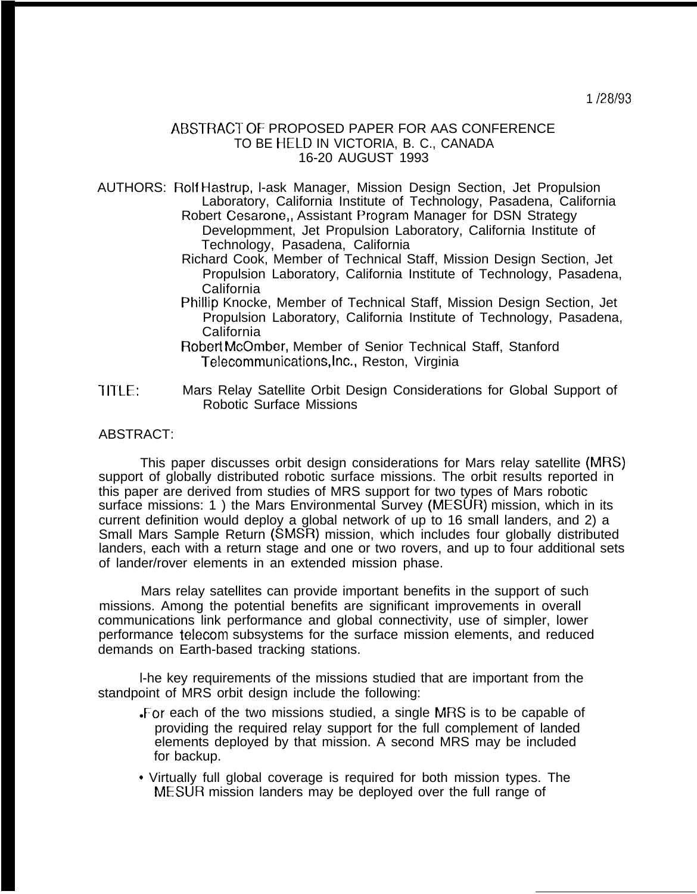1 /28/93

ABSTRACT OF PROPOSED PAPER FOR AAS CONFERENCE
TO BE HELD IN VICTORIA, B. C., CANADA
16-20 AUGUST 1993

AUTHORS: Rolf Hastrup, l-ask Manager, Mission Design Section, Jet Propulsion Laboratory, California Institute of Technology, Pasadena, California

Robert Cesarone,, Assistant Program Manager for DSN Strategy Developmment, Jet Propulsion Laboratory, California Institute of Technology, Pasadena, California

Richard Cook, Member of Technical Staff, Mission Design Section, Jet Propulsion Laboratory, California Institute of Technology, Pasadena, California

Phillip Knocke, Member of Technical Staff, Mission Design Section, Jet Propulsion Laboratory, California Institute of Technology, Pasadena, California

Robert McOmber, Member of Senior Technical Staff, Stanford Telecommunications,Inc., Reston, Virginia

TITLE: Mars Relay Satellite Orbit Design Considerations for Global Support of Robotic Surface Missions

ABSTRACT:

This paper discusses orbit design considerations for Mars relay satellite (MRS) support of globally distributed robotic surface missions. The orbit results reported in this paper are derived from studies of MRS support for two types of Mars robotic surface missions: 1 ) the Mars Environmental Survey (MESUR) mission, which in its current definition would deploy a global network of up to 16 small landers, and 2) a Small Mars Sample Return (SMSR) mission, which includes four globally distributed landers, each with a return stage and one or two rovers, and up to four additional sets of lander/rover elements in an extended mission phase.

Mars relay satellites can provide important benefits in the support of such missions. Among the potential benefits are significant improvements in overall communications link performance and global connectivity, use of simpler, lower performance telecom subsystems for the surface mission elements, and reduced demands on Earth-based tracking stations.

l-he key requirements of the missions studied that are important from the standpoint of MRS orbit design include the following:

- For each of the two missions studied, a single MRS is to be capable of providing the required relay support for the full complement of landed elements deployed by that mission. A second MRS may be included for backup.
- Virtually full global coverage is required for both mission types. The MESUR mission landers may be deployed over the full range of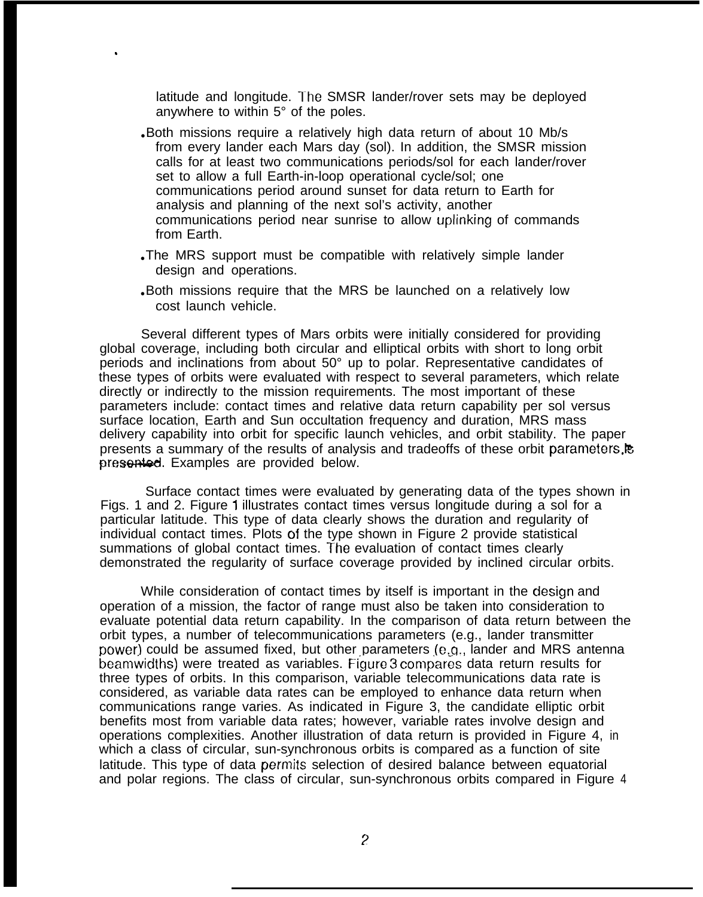latitude and longitude. The SMSR lander/rover sets may be deployed anywhere to within 5° of the poles.

- Both missions require a relatively high data return of about 10 Mb/s from every lander each Mars day (sol). In addition, the SMSR mission calls for at least two communications periods/sol for each lander/rover set to allow a full Earth-in-loop operational cycle/sol; one communications period around sunset for data return to Earth for analysis and planning of the next sol's activity, another communications period near sunrise to allow uplinking of commands from Earth.
- The MRS support must be compatible with relatively simple lander design and operations.
- Both missions require that the MRS be launched on a relatively low cost launch vehicle.

Several different types of Mars orbits were initially considered for providing global coverage, including both circular and elliptical orbits with short to long orbit periods and inclinations from about 50° up to polar. Representative candidates of these types of orbits were evaluated with respect to several parameters, which relate directly or indirectly to the mission requirements. The most important of these parameters include: contact times and relative data return capability per sol versus surface location, Earth and Sun occultation frequency and duration, MRS mass delivery capability into orbit for specific launch vehicles, and orbit stability. The paper presents a summary of the results of analysis and tradeoffs of these orbit parameters.is presented. Examples are provided below.

Surface contact times were evaluated by generating data of the types shown in Figs. 1 and 2. Figure 1 illustrates contact times versus longitude during a sol for a particular latitude. This type of data clearly shows the duration and regularity of individual contact times. Plots of the type shown in Figure 2 provide statistical summations of global contact times. The evaluation of contact times clearly demonstrated the regularity of surface coverage provided by inclined circular orbits.

While consideration of contact times by itself is important in the design and operation of a mission, the factor of range must also be taken into consideration to evaluate potential data return capability. In the comparison of data return between the orbit types, a number of telecommunications parameters (e.g., lander transmitter power) could be assumed fixed, but other parameters (e.g., lander and MRS antenna beamwidths) were treated as variables. Figure 3 compares data return results for three types of orbits. In this comparison, variable telecommunications data rate is considered, as variable data rates can be employed to enhance data return when communications range varies. As indicated in Figure 3, the candidate elliptic orbit benefits most from variable data rates; however, variable rates involve design and operations complexities. Another illustration of data return is provided in Figure 4, in which a class of circular, sun-synchronous orbits is compared as a function of site latitude. This type of data permits selection of desired balance between equatorial and polar regions. The class of circular, sun-synchronous orbits compared in Figure 4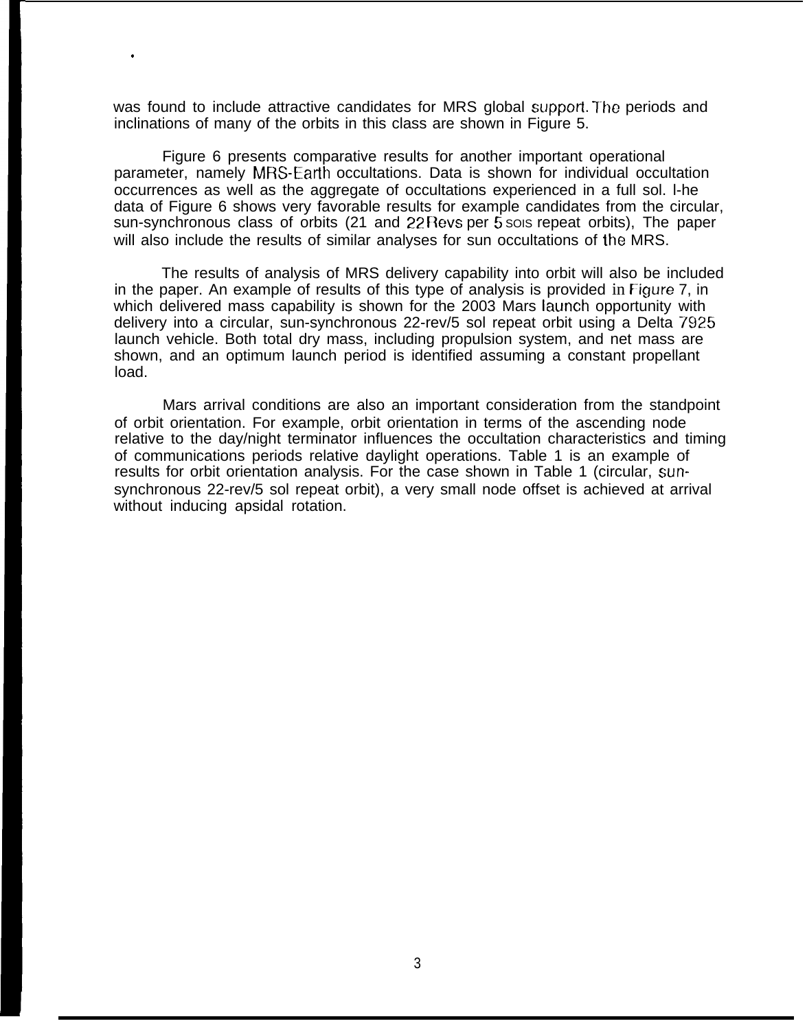was found to include attractive candidates for MRS global support. The periods and inclinations of many of the orbits in this class are shown in Figure 5.

Figure 6 presents comparative results for another important operational parameter, namely MRS-Earth occultations. Data is shown for individual occultation occurrences as well as the aggregate of occultations experienced in a full sol. I-he data of Figure 6 shows very favorable results for example candidates from the circular, sun-synchronous class of orbits (21 and 22 Revs per 5 SOIS repeat orbits), The paper will also include the results of similar analyses for sun occultations of the MRS.

The results of analysis of MRS delivery capability into orbit will also be included in the paper. An example of results of this type of analysis is provided in Figure 7, in which delivered mass capability is shown for the 2003 Mars launch opportunity with delivery into a circular, sun-synchronous 22-rev/5 sol repeat orbit using a Delta 7925 launch vehicle. Both total dry mass, including propulsion system, and net mass are shown, and an optimum launch period is identified assuming a constant propellant load.

Mars arrival conditions are also an important consideration from the standpoint of orbit orientation. For example, orbit orientation in terms of the ascending node relative to the day/night terminator influences the occultation characteristics and timing of communications periods relative daylight operations. Table 1 is an example of results for orbit orientation analysis. For the case shown in Table 1 (circular, sun-synchronous 22-rev/5 sol repeat orbit), a very small node offset is achieved at arrival without inducing apsidal rotation.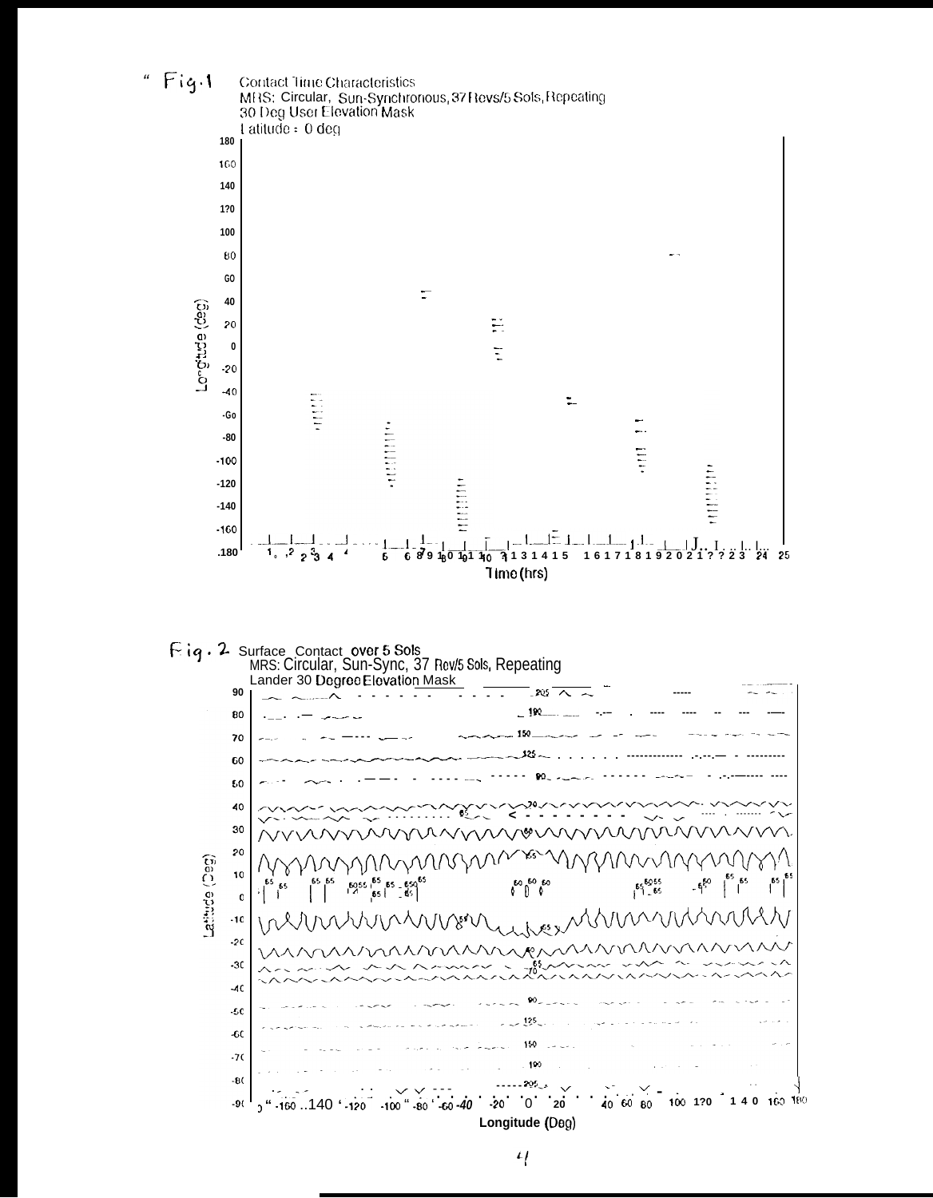Fig. 1 Contact Time Characteristics
MRS: Circular, Sun-Synchronous, 37 Revs/5 Sols, Repeating
30 Deg User Elevation Mask
Latitude = 0 deg

Fig. 2 Surface Contact over 5 Sols
MRS: Circular, Sun-Sync, 37 Rev/5 Sols, Repeating
Lander 30 Degree Elevation Mask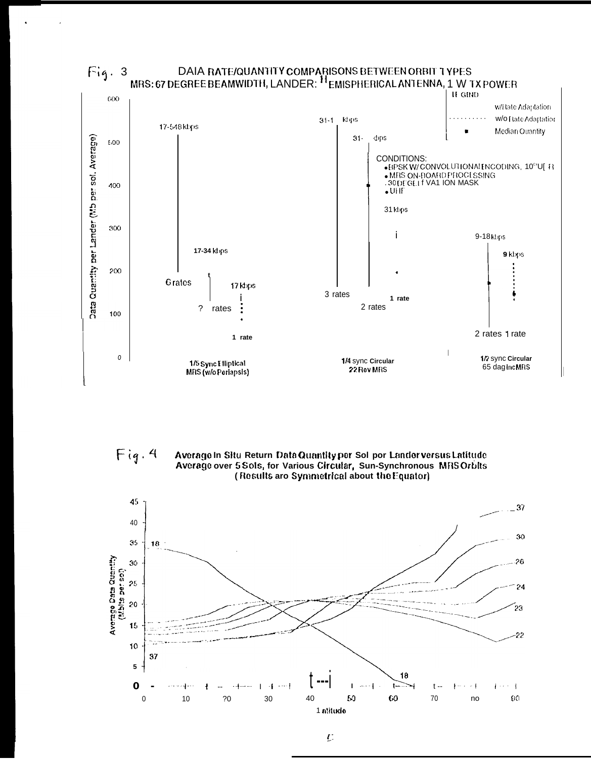Fig. 3 DAIA RATE/QUANTITY COMPARISONS BETWEEN ORBIT TYPES
MRS: 67 DEGREE BEAMWIDTH, LANDER: HEMISPHERICAL ANTENNA, 1 W TX POWER

LEGEND
- w/Rate Adaptation
- w/o Rate Adaptation
- Median Quantity

CONDITIONS:
- BPSK W/ CONVOLUTIONAL ENCODING, $10^{-5}$ UER
- MRS ON-BOARD PROCESSING
- 30 DEGREE ELEVATION MASK
- UHF

Data Quantity per Lander (Mb per sol. Average)

- 1/5 Sync Elliptical MRS (w/o Periapsis): 17-548 kbps, 6 rates; 17-34 kbps, 2 rates; 17 kbps, 1 rate
- 1/4 sync Circular 22 Rev MRS: 31-1 kbps, 3 rates; 31- kbps, 2 rates; 31 kbps, 1 rate
- 1/2 sync Circular 65 deg Inc MRS: 9-18 kbps, 2 rates; 9 kbps, 1 rate

Fig. 4 Average In Situ Return Data Quantity per Sol per Lander versus Latitude
Average over 5 Sols, for Various Circular, Sun-Synchronous MRS Orbits
(Results are Symmetrical about the Equator)

Average Data Quantity (Mbits per sol)

Latitude

Curves labeled: 18, 22, 23, 24, 26, 30, 37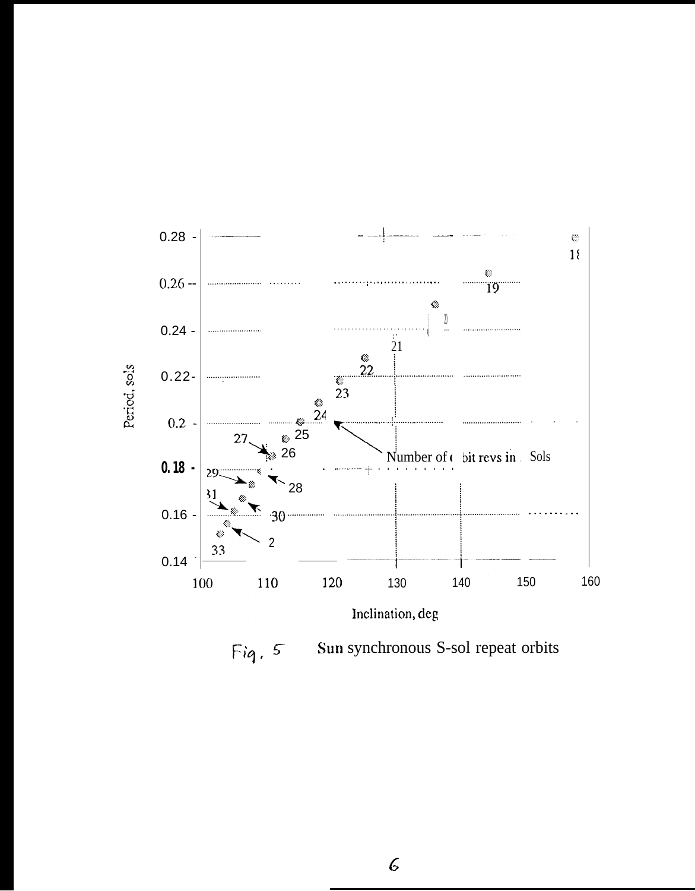Fig. 5 Sun synchronous S-sol repeat orbits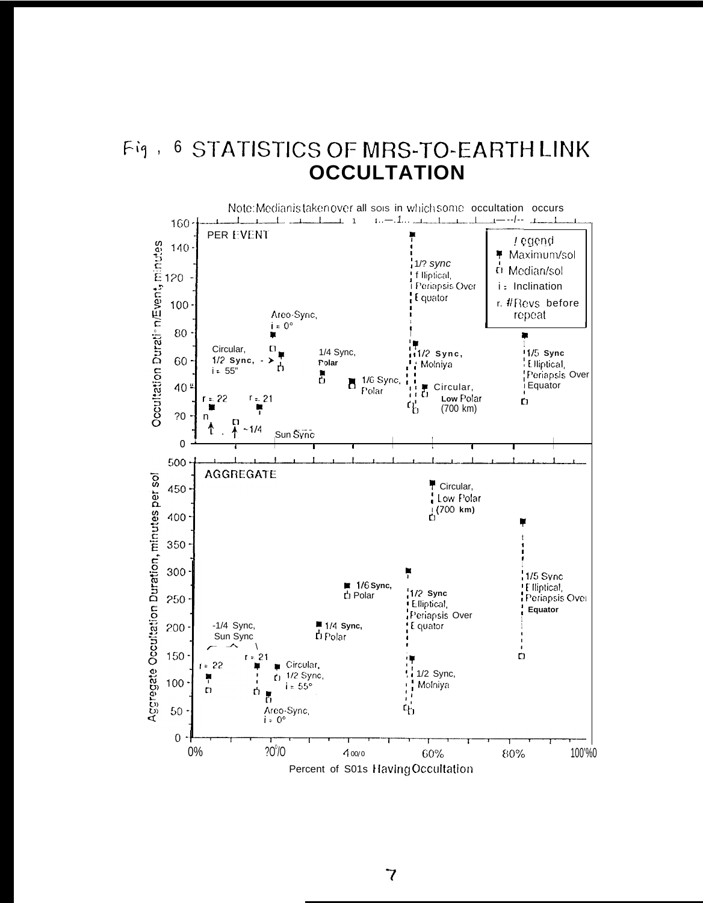# Fig. 6 STATISTICS OF MRS-TO-EARTH LINK OCCULTATION

Note: Median is taken over all sols in which some occultation occurs

**PER EVENT**

Occultation Duration/Event, minutes

Legend
- Maximum/sol
- Median/sol
- i = Inclination
- r = #Revs before repeat

Labels: r = 22; r = 21; ~1/4 Sun Sync; Circular, 1/2 Sync, i = 55°; Areo-Sync, i = 0°; 1/4 Sync, Polar; 1/6 Sync, Polar; 1/2 Sync Elliptical, Periapsis Over Equator; 1/2 Sync, Molniya; Circular, Low Polar (700 km); 1/5 Sync Elliptical, Periapsis Over Equator

**AGGREGATE**

Aggregate Occultation Duration, minutes per sol

Labels: r = 22; ~1/4 Sync, Sun Sync; r = 21; Circular, 1/2 Sync, i = 55°; Areo-Sync, i = 0°; 1/4 Sync, Polar; 1/6 Sync, Polar; 1/2 Sync Elliptical, Periapsis Over Equator; 1/2 Sync, Molniya; Circular, Low Polar (700 km); 1/5 Sync Elliptical, Periapsis Over Equator

Percent of Sols Having Occultation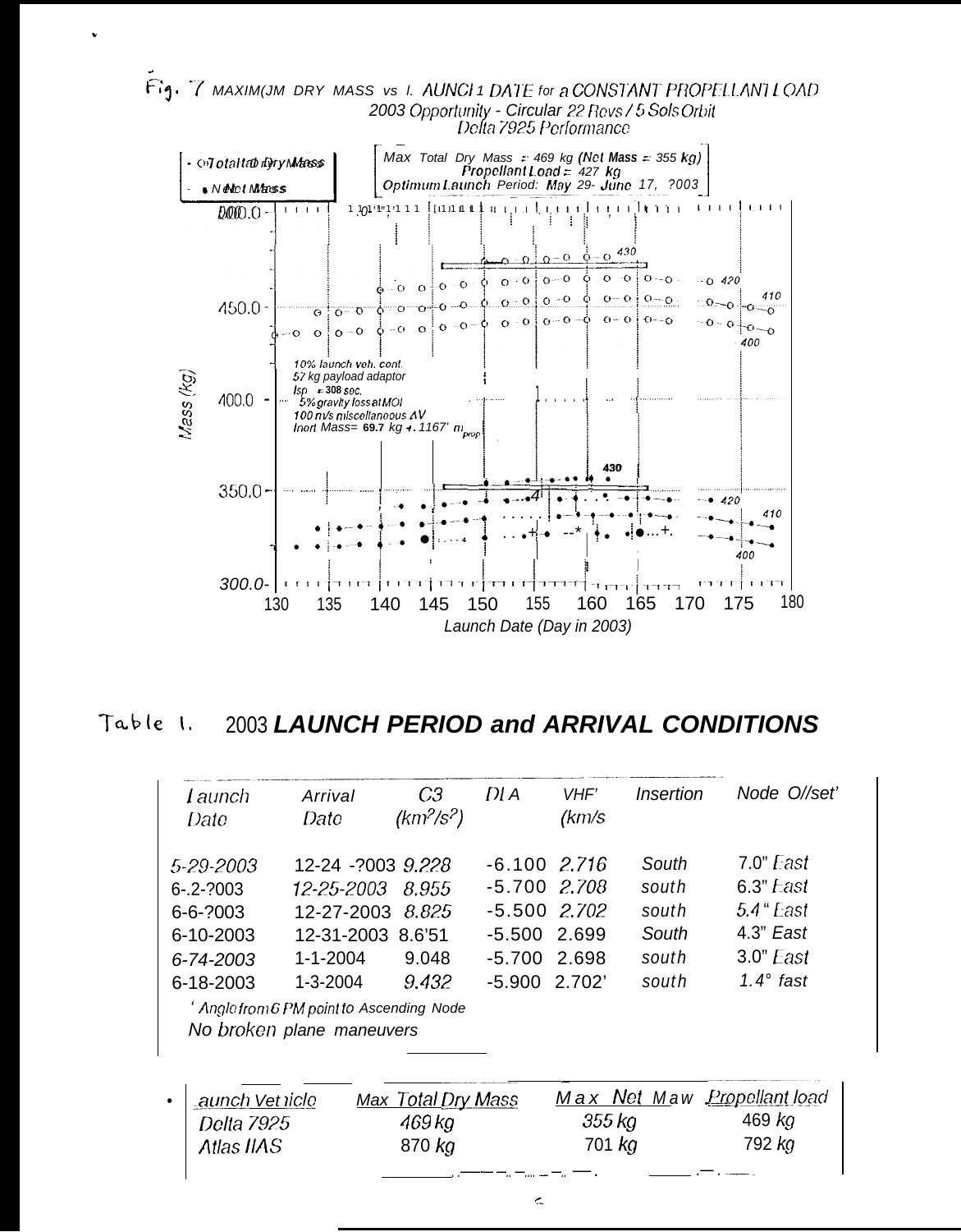Fig. 7 MAXIMUM DRY MASS vs LAUNCH DATE for a CONSTANT PROPELLANT LOAD
2003 Opportunity - Circular 22 Revs / 5 Sols Orbit
Delta 7925 Performance

Total Dry Mass
Net Mass

Max Total Dry Mass = 469 kg (Net Mass = 355 kg)
Propellant Load = 427 kg
Optimum Launch Period: May 29- June 17, 2003

10% launch veh. cont.
57 kg payload adaptor
Isp = 308 sec.
5% gravity loss at MOI
100 m/s miscellaneous ΔV
Inert Mass= 69.7 kg + .1167 $m_{prop}$

430
420
410
400
430
420
410
400

Mass (kg)
500.0
450.0
400.0
350.0
300.0

130 135 140 145 150 155 160 165 170 175 180
Launch Date (Day in 2003)

## Table 1. 2003 LAUNCH PERIOD and ARRIVAL CONDITIONS

| Launch Date | Arrival Date | C3 ($km^2/s^2$) | DLA | VHP (km/s) | Insertion | Node Offset' |
|---|---|---|---|---|---|---|
| 5-29-2003 | 12-24-2003 | 9.228 | -6.100 | 2.716 | South | 7.0° East |
| 6-2-2003 | 12-25-2003 | 8.955 | -5.700 | 2.708 | south | 6.3° East |
| 6-6-2003 | 12-27-2003 | 8.825 | -5.500 | 2.702 | south | 5.4° East |
| 6-10-2003 | 12-31-2003 | 8.651 | -5.500 | 2.699 | South | 4.3° East |
| 6-14-2003 | 1-1-2004 | 9.048 | -5.700 | 2.698 | south | 3.0° East |
| 6-18-2003 | 1-3-2004 | 9.432 | -5.900 | 2.702 | south | 1.4° East |

' Angle from 6 PM point to Ascending Node
No broken plane maneuvers

| Launch Vehicle | Max Total Dry Mass | Max Net Mass | Propellant load |
|---|---|---|---|
| Delta 7925 | 469 kg | 355 kg | 469 kg |
| Atlas IIAS | 870 kg | 701 kg | 792 kg |